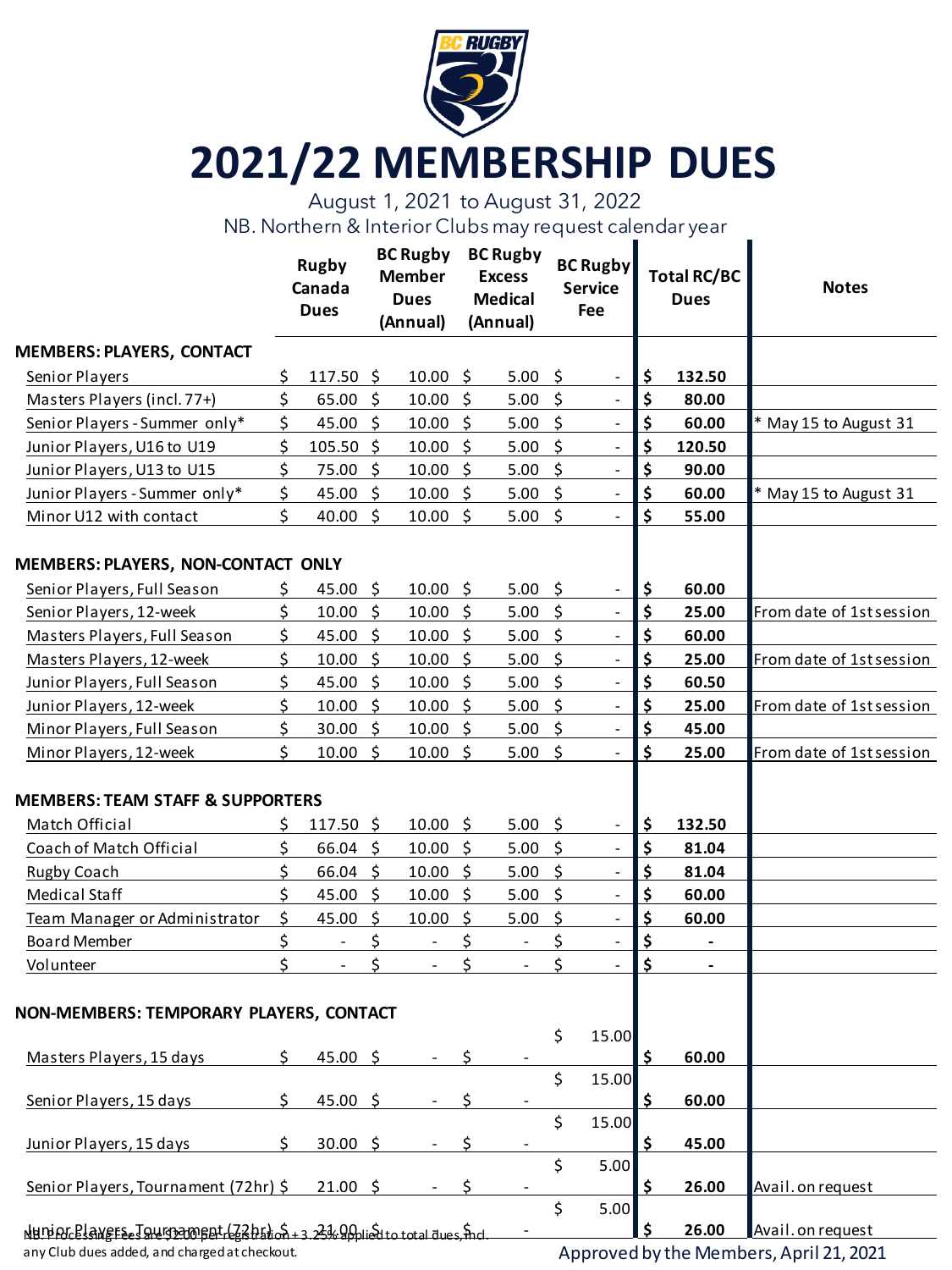# 2021/22 MEMBERSHIP DUES

August 1, 2021 to August 31, 2022

NB. Northern & Interior Clubs may request calendar year

| | Rugby Canada Dues | BC Rugby Member Dues (Annual) | BC Rugby Excess Medical (Annual) | BC Rugby Service Fee | Total RC/BC Dues | Notes |
|---|---|---|---|---|---|---|
| **MEMBERS: PLAYERS, CONTACT** | | | | | | |
| Senior Players | $ 117.50 | $ 10.00 | $ 5.00 | $ - | **$ 132.50** | |
| Masters Players (incl. 77+) | $ 65.00 | $ 10.00 | $ 5.00 | $ - | **$ 80.00** | |
| Senior Players - Summer only* | $ 45.00 | $ 10.00 | $ 5.00 | $ - | **$ 60.00** | * May 15 to August 31 |
| Junior Players, U16 to U19 | $ 105.50 | $ 10.00 | $ 5.00 | $ - | **$ 120.50** | |
| Junior Players, U13 to U15 | $ 75.00 | $ 10.00 | $ 5.00 | $ - | **$ 90.00** | |
| Junior Players - Summer only* | $ 45.00 | $ 10.00 | $ 5.00 | $ - | **$ 60.00** | * May 15 to August 31 |
| Minor U12 with contact | $ 40.00 | $ 10.00 | $ 5.00 | $ - | **$ 55.00** | |
| **MEMBERS: PLAYERS, NON-CONTACT ONLY** | | | | | | |
| Senior Players, Full Season | $ 45.00 | $ 10.00 | $ 5.00 | $ - | **$ 60.00** | |
| Senior Players, 12-week | $ 10.00 | $ 10.00 | $ 5.00 | $ - | **$ 25.00** | From date of 1st session |
| Masters Players, Full Season | $ 45.00 | $ 10.00 | $ 5.00 | $ - | **$ 60.00** | |
| Masters Players, 12-week | $ 10.00 | $ 10.00 | $ 5.00 | $ - | **$ 25.00** | From date of 1st session |
| Junior Players, Full Season | $ 45.00 | $ 10.00 | $ 5.00 | $ - | **$ 60.50** | |
| Junior Players, 12-week | $ 10.00 | $ 10.00 | $ 5.00 | $ - | **$ 25.00** | From date of 1st session |
| Minor Players, Full Season | $ 30.00 | $ 10.00 | $ 5.00 | $ - | **$ 45.00** | |
| Minor Players, 12-week | $ 10.00 | $ 10.00 | $ 5.00 | $ - | **$ 25.00** | From date of 1st session |
| **MEMBERS: TEAM STAFF & SUPPORTERS** | | | | | | |
| Match Official | $ 117.50 | $ 10.00 | $ 5.00 | $ - | **$ 132.50** | |
| Coach of Match Official | $ 66.04 | $ 10.00 | $ 5.00 | $ - | **$ 81.04** | |
| Rugby Coach | $ 66.04 | $ 10.00 | $ 5.00 | $ - | **$ 81.04** | |
| Medical Staff | $ 45.00 | $ 10.00 | $ 5.00 | $ - | **$ 60.00** | |
| Team Manager or Administrator | $ 45.00 | $ 10.00 | $ 5.00 | $ - | **$ 60.00** | |
| Board Member | $ - | $ - | $ - | $ - | **$ -** | |
| Volunteer | $ - | $ - | $ - | $ - | **$ -** | |
| **NON-MEMBERS: TEMPORARY PLAYERS, CONTACT** | | | | | | |
| Masters Players, 15 days | $ 45.00 | $ - | $ - | $ 15.00 | **$ 60.00** | |
| Senior Players, 15 days | $ 45.00 | $ - | $ - | $ 15.00 | **$ 60.00** | |
| Junior Players, 15 days | $ 30.00 | $ - | $ - | $ 15.00 | **$ 45.00** | |
| Senior Players, Tournament (72hr) | $ 21.00 | $ - | $ - | $ 5.00 | **$ 26.00** | Avail. on request |
| Junior Players, Tournament (72hr) | $ 21.00 | $ - | $ - | $ 5.00 | **$ 26.00** | Avail. on request |

NB. Processing Fees are $2.00 per registration + 3.25% applied to total dues, incl. any Club dues added, and charged at checkout.

Approved by the Members, April 21, 2021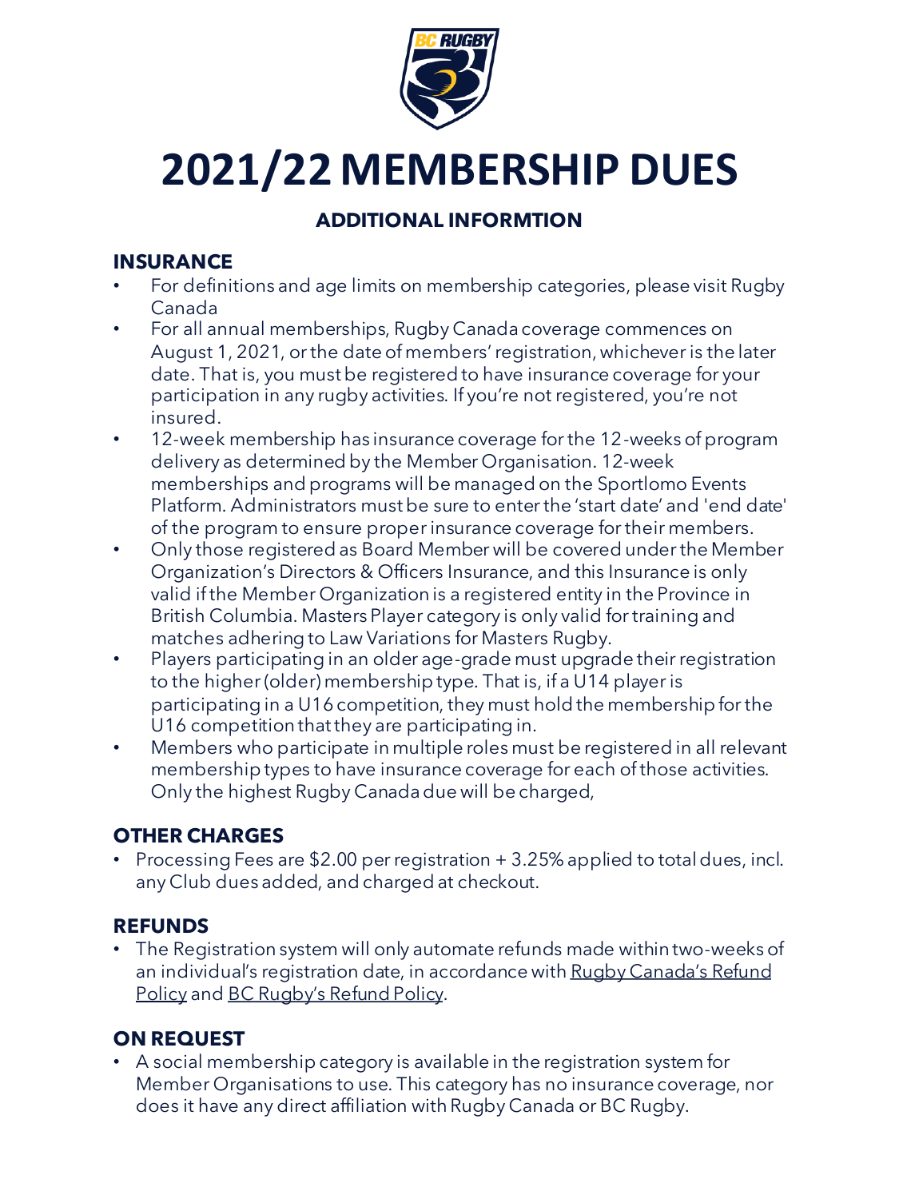# 2021/22 MEMBERSHIP DUES

## ADDITIONAL INFORMTION

### INSURANCE

- For definitions and age limits on membership categories, please visit Rugby Canada
- For all annual memberships, Rugby Canada coverage commences on August 1, 2021, or the date of members' registration, whichever is the later date. That is, you must be registered to have insurance coverage for your participation in any rugby activities. If you're not registered, you're not insured.
- 12-week membership has insurance coverage for the 12-weeks of program delivery as determined by the Member Organisation. 12-week memberships and programs will be managed on the Sportlomo Events Platform. Administrators must be sure to enter the 'start date' and 'end date' of the program to ensure proper insurance coverage for their members.
- Only those registered as Board Member will be covered under the Member Organization's Directors & Officers Insurance, and this Insurance is only valid if the Member Organization is a registered entity in the Province in British Columbia. Masters Player category is only valid for training and matches adhering to Law Variations for Masters Rugby.
- Players participating in an older age-grade must upgrade their registration to the higher (older) membership type. That is, if a U14 player is participating in a U16 competition, they must hold the membership for the U16 competition that they are participating in.
- Members who participate in multiple roles must be registered in all relevant membership types to have insurance coverage for each of those activities. Only the highest Rugby Canada due will be charged,

### OTHER CHARGES

- Processing Fees are $2.00 per registration + 3.25% applied to total dues, incl. any Club dues added, and charged at checkout.

### REFUNDS

- The Registration system will only automate refunds made within two-weeks of an individual's registration date, in accordance with Rugby Canada's Refund Policy and BC Rugby's Refund Policy.

### ON REQUEST

- A social membership category is available in the registration system for Member Organisations to use. This category has no insurance coverage, nor does it have any direct affiliation with Rugby Canada or BC Rugby.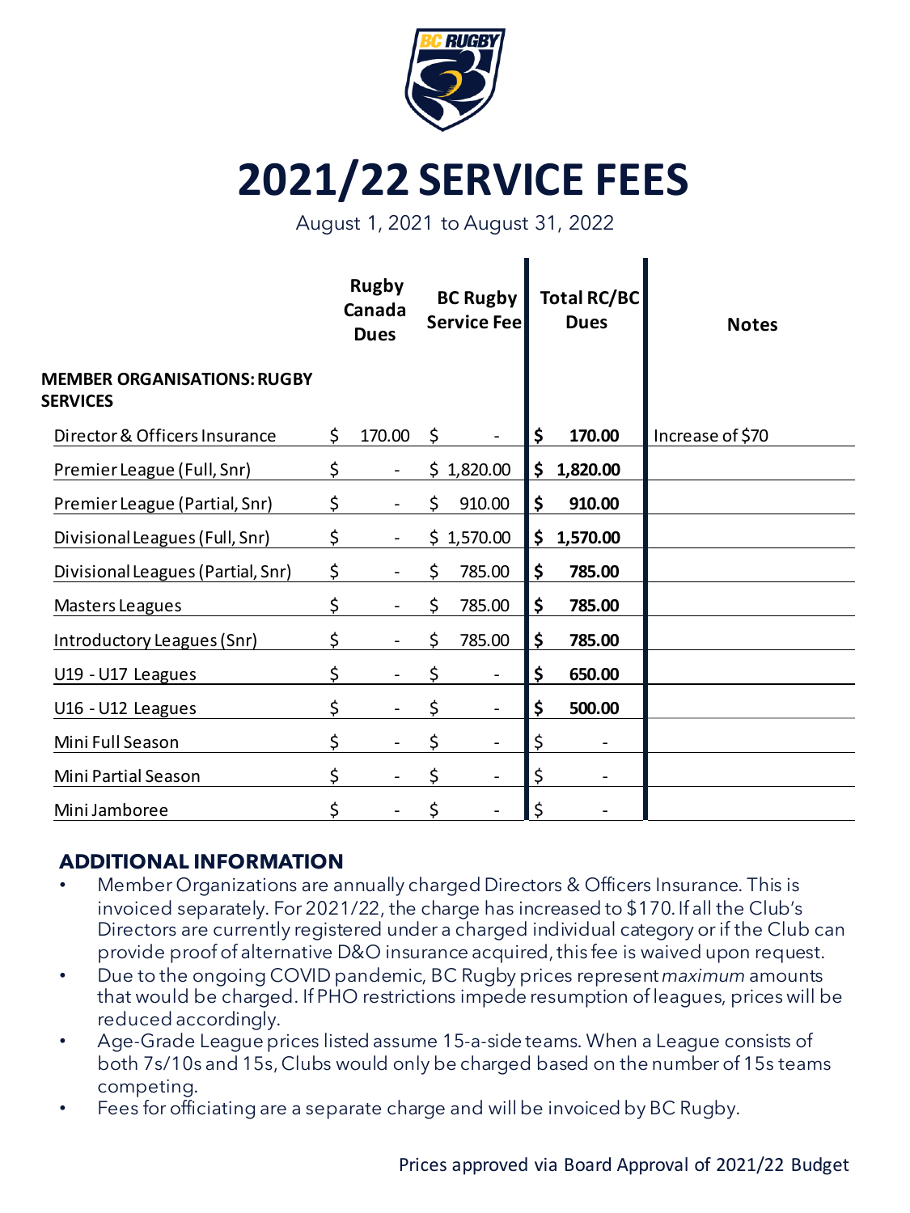# 2021/22 SERVICE FEES

August 1, 2021 to August 31, 2022

| | Rugby Canada Dues | BC Rugby Service Fee | Total RC/BC Dues | Notes |
|---|---|---|---|---|
| **MEMBER ORGANISATIONS: RUGBY SERVICES** | | | | |
| Director & Officers Insurance | $ 170.00 | $ - | **$ 170.00** | Increase of $70 |
| Premier League (Full, Snr) | $ - | $ 1,820.00 | **$ 1,820.00** | |
| Premier League (Partial, Snr) | $ - | $ 910.00 | **$ 910.00** | |
| Divisional Leagues (Full, Snr) | $ - | $ 1,570.00 | **$ 1,570.00** | |
| Divisional Leagues (Partial, Snr) | $ - | $ 785.00 | **$ 785.00** | |
| Masters Leagues | $ - | $ 785.00 | **$ 785.00** | |
| Introductory Leagues (Snr) | $ - | $ 785.00 | **$ 785.00** | |
| U19 - U17 Leagues | $ - | $ - | **$ 650.00** | |
| U16 - U12 Leagues | $ - | $ - | **$ 500.00** | |
| Mini Full Season | $ - | $ - | $ - | |
| Mini Partial Season | $ - | $ - | $ - | |
| Mini Jamboree | $ - | $ - | $ - | |

## ADDITIONAL INFORMATION

- Member Organizations are annually charged Directors & Officers Insurance. This is invoiced separately. For 2021/22, the charge has increased to $170. If all the Club's Directors are currently registered under a charged individual category or if the Club can provide proof of alternative D&O insurance acquired, this fee is waived upon request.
- Due to the ongoing COVID pandemic, BC Rugby prices represent *maximum* amounts that would be charged. If PHO restrictions impede resumption of leagues, prices will be reduced accordingly.
- Age-Grade League prices listed assume 15-a-side teams. When a League consists of both 7s/10s and 15s, Clubs would only be charged based on the number of 15s teams competing.
- Fees for officiating are a separate charge and will be invoiced by BC Rugby.

Prices approved via Board Approval of 2021/22 Budget